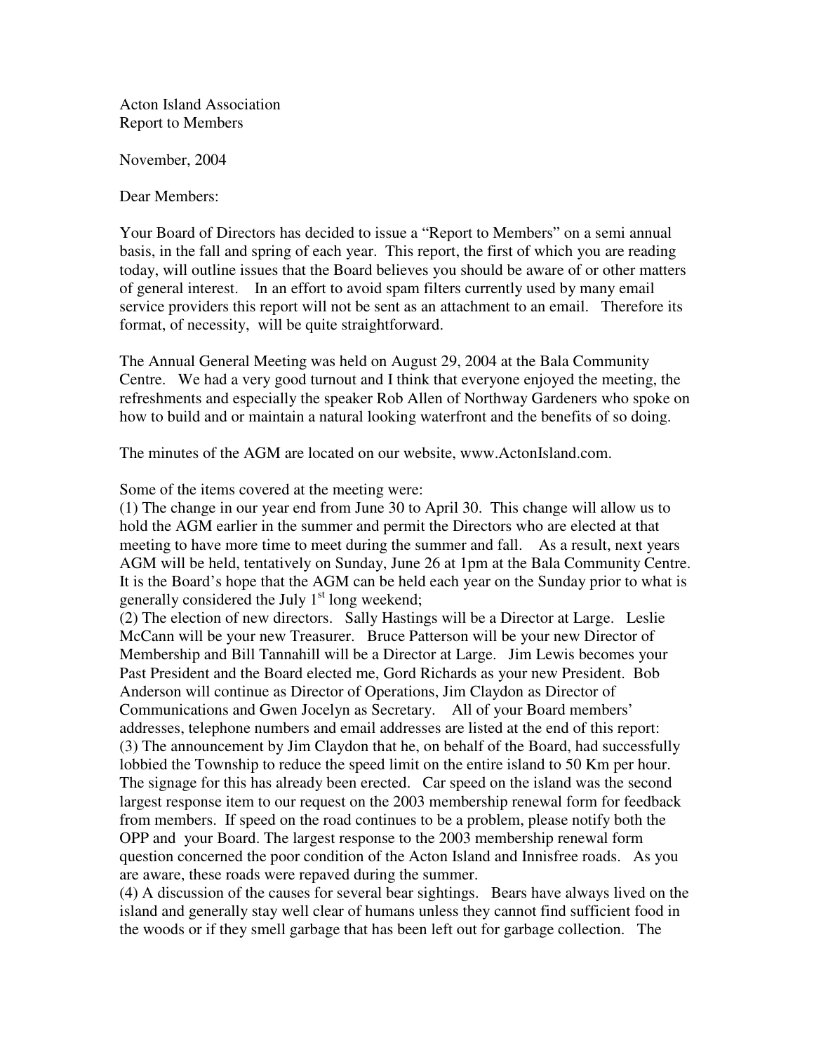Acton Island Association
Report to Members

November, 2004

Dear Members:

Your Board of Directors has decided to issue a "Report to Members" on a semi annual basis, in the fall and spring of each year. This report, the first of which you are reading today, will outline issues that the Board believes you should be aware of or other matters of general interest. In an effort to avoid spam filters currently used by many email service providers this report will not be sent as an attachment to an email. Therefore its format, of necessity, will be quite straightforward.

The Annual General Meeting was held on August 29, 2004 at the Bala Community Centre. We had a very good turnout and I think that everyone enjoyed the meeting, the refreshments and especially the speaker Rob Allen of Northway Gardeners who spoke on how to build and or maintain a natural looking waterfront and the benefits of so doing.

The minutes of the AGM are located on our website, www.ActonIsland.com.

Some of the items covered at the meeting were:

(1) The change in our year end from June 30 to April 30. This change will allow us to hold the AGM earlier in the summer and permit the Directors who are elected at that meeting to have more time to meet during the summer and fall. As a result, next years AGM will be held, tentatively on Sunday, June 26 at 1pm at the Bala Community Centre. It is the Board's hope that the AGM can be held each year on the Sunday prior to what is generally considered the July 1st long weekend;

(2) The election of new directors. Sally Hastings will be a Director at Large. Leslie McCann will be your new Treasurer. Bruce Patterson will be your new Director of Membership and Bill Tannahill will be a Director at Large. Jim Lewis becomes your Past President and the Board elected me, Gord Richards as your new President. Bob Anderson will continue as Director of Operations, Jim Claydon as Director of Communications and Gwen Jocelyn as Secretary. All of your Board members' addresses, telephone numbers and email addresses are listed at the end of this report:

(3) The announcement by Jim Claydon that he, on behalf of the Board, had successfully lobbied the Township to reduce the speed limit on the entire island to 50 Km per hour. The signage for this has already been erected. Car speed on the island was the second largest response item to our request on the 2003 membership renewal form for feedback from members. If speed on the road continues to be a problem, please notify both the OPP and your Board. The largest response to the 2003 membership renewal form question concerned the poor condition of the Acton Island and Innisfree roads. As you are aware, these roads were repaved during the summer.

(4) A discussion of the causes for several bear sightings. Bears have always lived on the island and generally stay well clear of humans unless they cannot find sufficient food in the woods or if they smell garbage that has been left out for garbage collection. The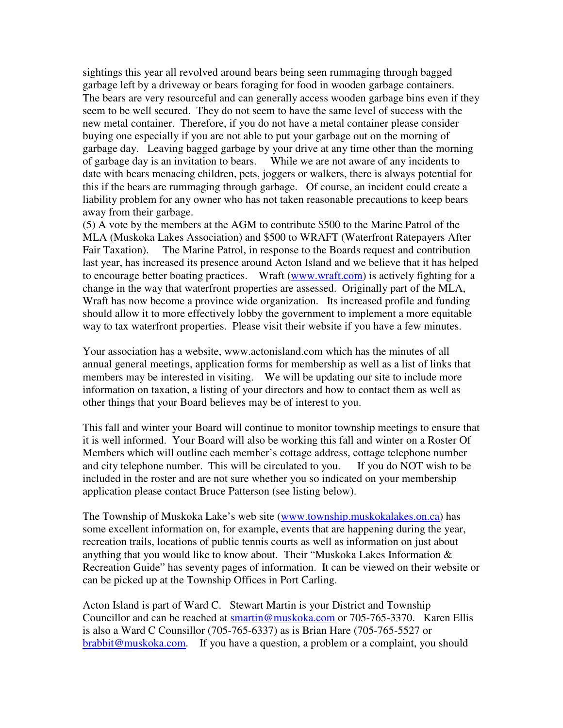sightings this year all revolved around bears being seen rummaging through bagged garbage left by a driveway or bears foraging for food in wooden garbage containers. The bears are very resourceful and can generally access wooden garbage bins even if they seem to be well secured. They do not seem to have the same level of success with the new metal container. Therefore, if you do not have a metal container please consider buying one especially if you are not able to put your garbage out on the morning of garbage day. Leaving bagged garbage by your drive at any time other than the morning of garbage day is an invitation to bears. While we are not aware of any incidents to date with bears menacing children, pets, joggers or walkers, there is always potential for this if the bears are rummaging through garbage. Of course, an incident could create a liability problem for any owner who has not taken reasonable precautions to keep bears away from their garbage.

(5) A vote by the members at the AGM to contribute $500 to the Marine Patrol of the MLA (Muskoka Lakes Association) and $500 to WRAFT (Waterfront Ratepayers After Fair Taxation). The Marine Patrol, in response to the Boards request and contribution last year, has increased its presence around Acton Island and we believe that it has helped to encourage better boating practices. Wraft (www.wraft.com) is actively fighting for a change in the way that waterfront properties are assessed. Originally part of the MLA, Wraft has now become a province wide organization. Its increased profile and funding should allow it to more effectively lobby the government to implement a more equitable way to tax waterfront properties. Please visit their website if you have a few minutes.

Your association has a website, www.actonisland.com which has the minutes of all annual general meetings, application forms for membership as well as a list of links that members may be interested in visiting. We will be updating our site to include more information on taxation, a listing of your directors and how to contact them as well as other things that your Board believes may be of interest to you.

This fall and winter your Board will continue to monitor township meetings to ensure that it is well informed. Your Board will also be working this fall and winter on a Roster Of Members which will outline each member's cottage address, cottage telephone number and city telephone number. This will be circulated to you. If you do NOT wish to be included in the roster and are not sure whether you so indicated on your membership application please contact Bruce Patterson (see listing below).

The Township of Muskoka Lake's web site (www.township.muskokalakes.on.ca) has some excellent information on, for example, events that are happening during the year, recreation trails, locations of public tennis courts as well as information on just about anything that you would like to know about. Their "Muskoka Lakes Information & Recreation Guide" has seventy pages of information. It can be viewed on their website or can be picked up at the Township Offices in Port Carling.

Acton Island is part of Ward C. Stewart Martin is your District and Township Councillor and can be reached at smartin@muskoka.com or 705-765-3370. Karen Ellis is also a Ward C Counsillor (705-765-6337) as is Brian Hare (705-765-5527 or brabbit@muskoka.com. If you have a question, a problem or a complaint, you should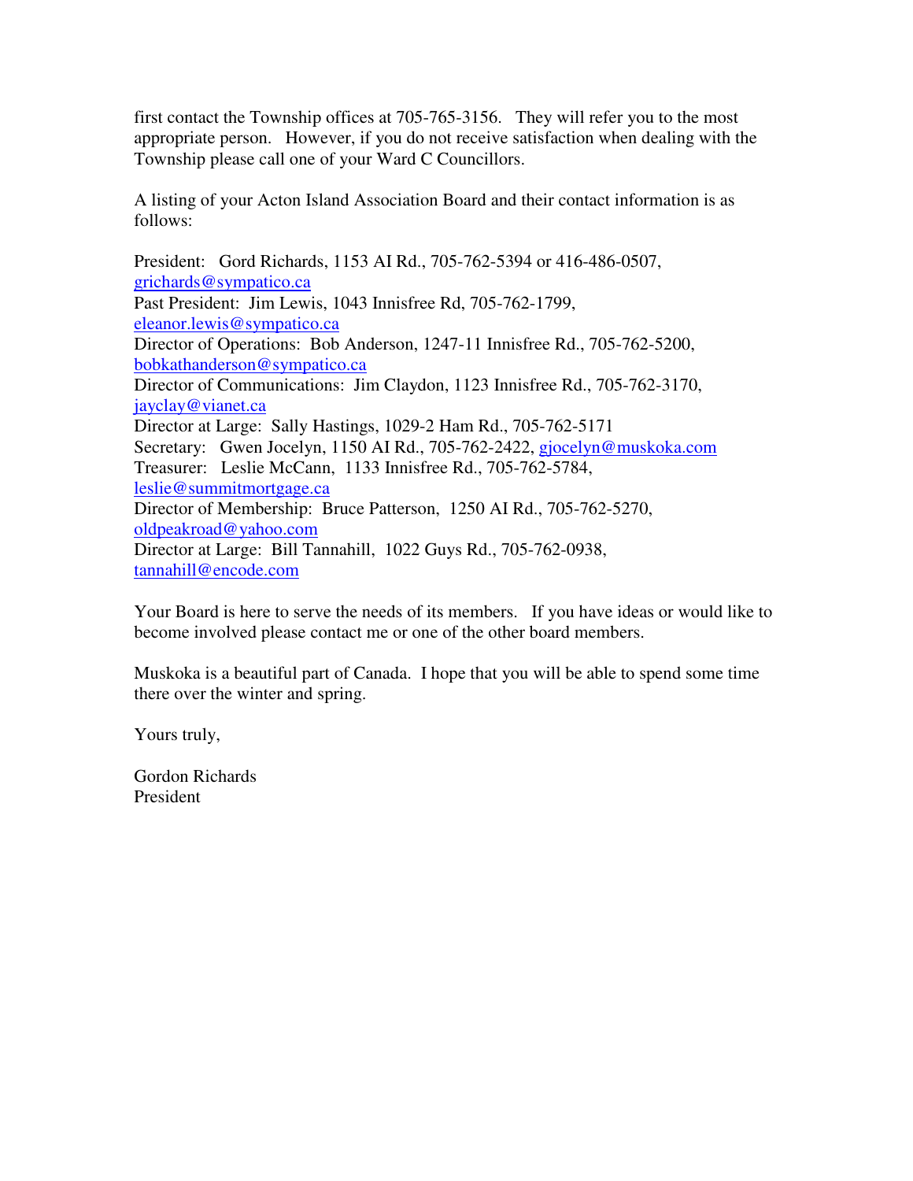first contact the Township offices at 705-765-3156. They will refer you to the most appropriate person. However, if you do not receive satisfaction when dealing with the Township please call one of your Ward C Councillors.

A listing of your Acton Island Association Board and their contact information is as follows:

President: Gord Richards, 1153 AI Rd., 705-762-5394 or 416-486-0507, grichards@sympatico.ca  
Past President: Jim Lewis, 1043 Innisfree Rd, 705-762-1799, eleanor.lewis@sympatico.ca  
Director of Operations: Bob Anderson, 1247-11 Innisfree Rd., 705-762-5200, bobkathanderson@sympatico.ca  
Director of Communications: Jim Claydon, 1123 Innisfree Rd., 705-762-3170, jayclay@vianet.ca  
Director at Large: Sally Hastings, 1029-2 Ham Rd., 705-762-5171  
Secretary: Gwen Jocelyn, 1150 AI Rd., 705-762-2422, gjocelyn@muskoka.com  
Treasurer: Leslie McCann, 1133 Innisfree Rd., 705-762-5784, leslie@summitmortgage.ca  
Director of Membership: Bruce Patterson, 1250 AI Rd., 705-762-5270, oldpeakroad@yahoo.com  
Director at Large: Bill Tannahill, 1022 Guys Rd., 705-762-0938, tannahill@encode.com

Your Board is here to serve the needs of its members. If you have ideas or would like to become involved please contact me or one of the other board members.

Muskoka is a beautiful part of Canada. I hope that you will be able to spend some time there over the winter and spring.

Yours truly,

Gordon Richards  
President